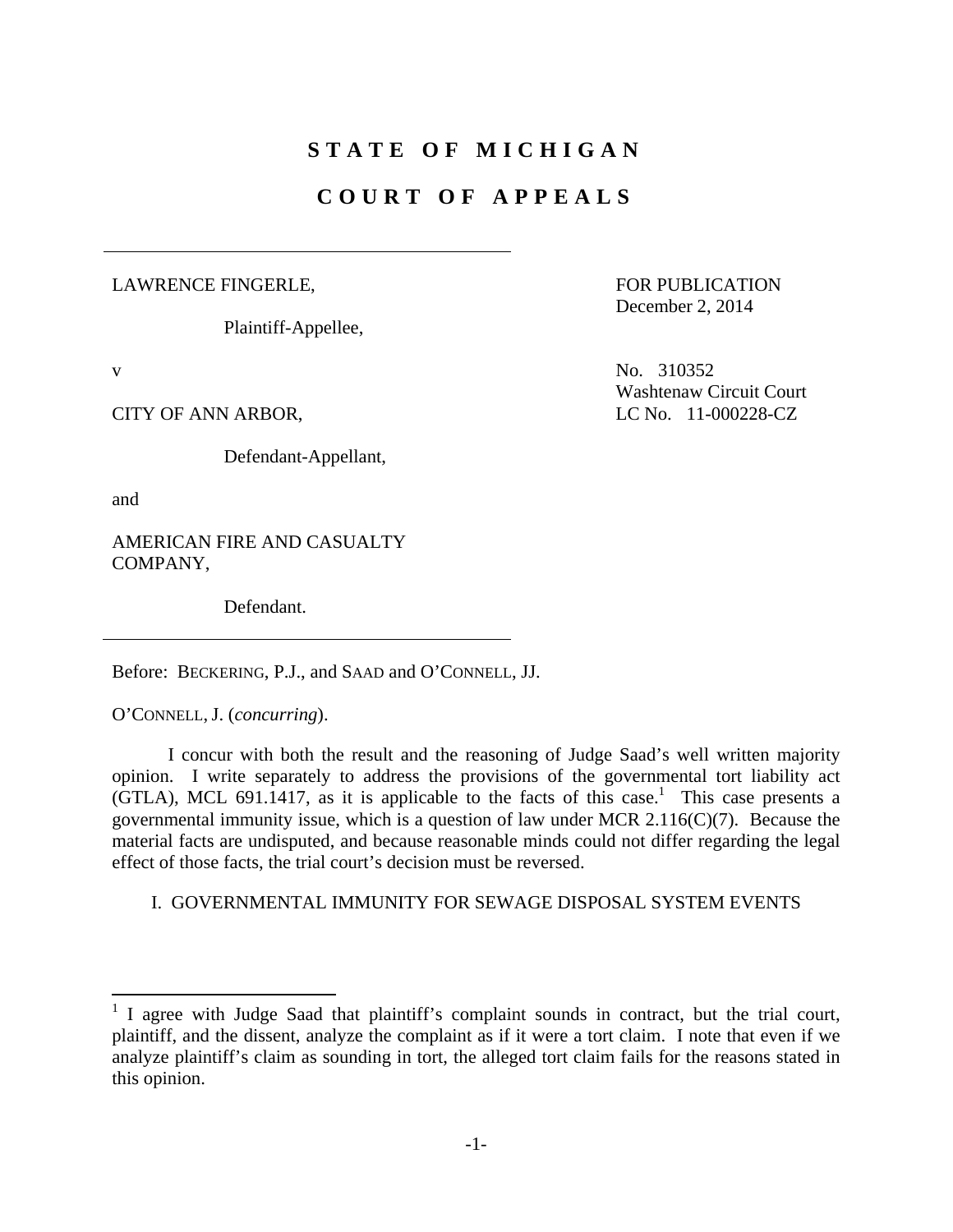# STATE OF MICHIGAN

# COURT OF APPEALS

---

LAWRENCE FINGERLE,

Plaintiff-Appellee,

v

CITY OF ANN ARBOR,

Defendant-Appellant,

and

AMERICAN FIRE AND CASUALTY COMPANY,

Defendant.

---

FOR PUBLICATION
December 2, 2014

No. 310352
Washtenaw Circuit Court
LC No. 11-000228-CZ

Before: BECKERING, P.J., and SAAD and O'CONNELL, JJ.

O'CONNELL, J. (*concurring*).

I concur with both the result and the reasoning of Judge Saad's well written majority opinion. I write separately to address the provisions of the governmental tort liability act (GTLA), MCL 691.1417, as it is applicable to the facts of this case.[1] This case presents a governmental immunity issue, which is a question of law under MCR 2.116(C)(7). Because the material facts are undisputed, and because reasonable minds could not differ regarding the legal effect of those facts, the trial court's decision must be reversed.

## I. GOVERNMENTAL IMMUNITY FOR SEWAGE DISPOSAL SYSTEM EVENTS

---

[1] I agree with Judge Saad that plaintiff's complaint sounds in contract, but the trial court, plaintiff, and the dissent, analyze the complaint as if it were a tort claim. I note that even if we analyze plaintiff's claim as sounding in tort, the alleged tort claim fails for the reasons stated in this opinion.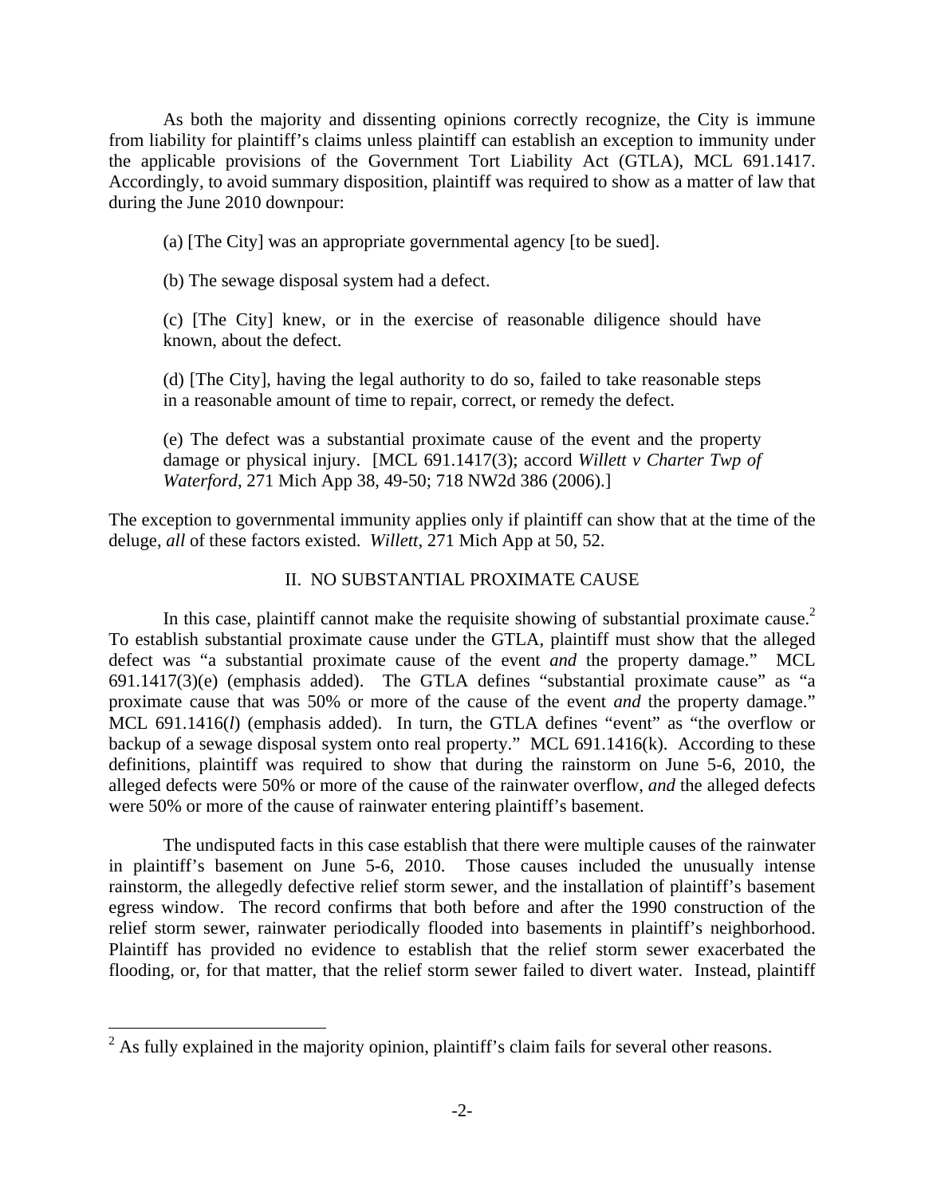As both the majority and dissenting opinions correctly recognize, the City is immune from liability for plaintiff's claims unless plaintiff can establish an exception to immunity under the applicable provisions of the Government Tort Liability Act (GTLA), MCL 691.1417. Accordingly, to avoid summary disposition, plaintiff was required to show as a matter of law that during the June 2010 downpour:

> (a) [The City] was an appropriate governmental agency [to be sued].
>
> (b) The sewage disposal system had a defect.
>
> (c) [The City] knew, or in the exercise of reasonable diligence should have known, about the defect.
>
> (d) [The City], having the legal authority to do so, failed to take reasonable steps in a reasonable amount of time to repair, correct, or remedy the defect.
>
> (e) The defect was a substantial proximate cause of the event and the property damage or physical injury. [MCL 691.1417(3); accord *Willett v Charter Twp of Waterford*, 271 Mich App 38, 49-50; 718 NW2d 386 (2006).]

The exception to governmental immunity applies only if plaintiff can show that at the time of the deluge, *all* of these factors existed. *Willett*, 271 Mich App at 50, 52.

## II. NO SUBSTANTIAL PROXIMATE CAUSE

In this case, plaintiff cannot make the requisite showing of substantial proximate cause.[2] To establish substantial proximate cause under the GTLA, plaintiff must show that the alleged defect was "a substantial proximate cause of the event *and* the property damage." MCL 691.1417(3)(e) (emphasis added). The GTLA defines "substantial proximate cause" as "a proximate cause that was 50% or more of the cause of the event *and* the property damage." MCL 691.1416(*l*) (emphasis added). In turn, the GTLA defines "event" as "the overflow or backup of a sewage disposal system onto real property." MCL 691.1416(k). According to these definitions, plaintiff was required to show that during the rainstorm on June 5-6, 2010, the alleged defects were 50% or more of the cause of the rainwater overflow, *and* the alleged defects were 50% or more of the cause of rainwater entering plaintiff's basement.

The undisputed facts in this case establish that there were multiple causes of the rainwater in plaintiff's basement on June 5-6, 2010. Those causes included the unusually intense rainstorm, the allegedly defective relief storm sewer, and the installation of plaintiff's basement egress window. The record confirms that both before and after the 1990 construction of the relief storm sewer, rainwater periodically flooded into basements in plaintiff's neighborhood. Plaintiff has provided no evidence to establish that the relief storm sewer exacerbated the flooding, or, for that matter, that the relief storm sewer failed to divert water. Instead, plaintiff

[2] As fully explained in the majority opinion, plaintiff's claim fails for several other reasons.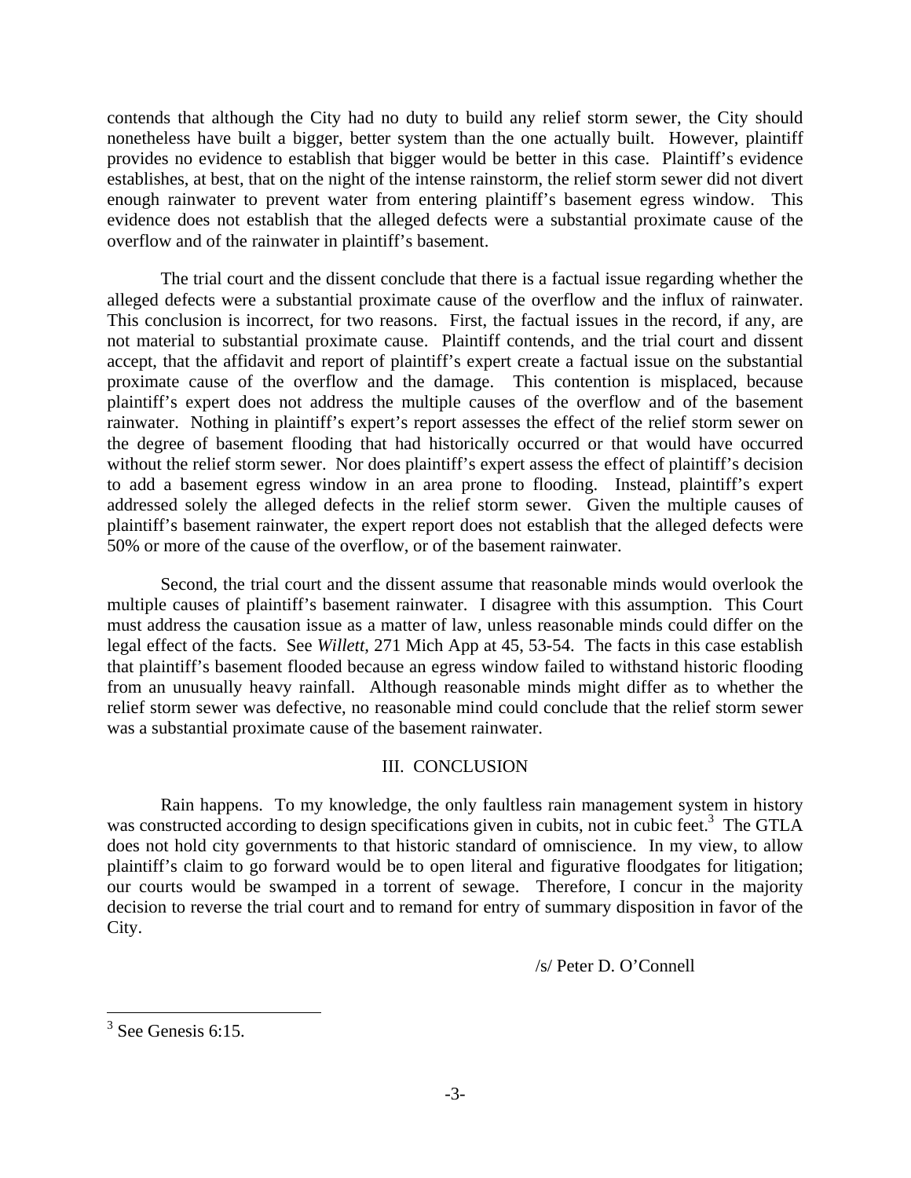contends that although the City had no duty to build any relief storm sewer, the City should nonetheless have built a bigger, better system than the one actually built. However, plaintiff provides no evidence to establish that bigger would be better in this case. Plaintiff's evidence establishes, at best, that on the night of the intense rainstorm, the relief storm sewer did not divert enough rainwater to prevent water from entering plaintiff's basement egress window. This evidence does not establish that the alleged defects were a substantial proximate cause of the overflow and of the rainwater in plaintiff's basement.

The trial court and the dissent conclude that there is a factual issue regarding whether the alleged defects were a substantial proximate cause of the overflow and the influx of rainwater. This conclusion is incorrect, for two reasons. First, the factual issues in the record, if any, are not material to substantial proximate cause. Plaintiff contends, and the trial court and dissent accept, that the affidavit and report of plaintiff's expert create a factual issue on the substantial proximate cause of the overflow and the damage. This contention is misplaced, because plaintiff's expert does not address the multiple causes of the overflow and of the basement rainwater. Nothing in plaintiff's expert's report assesses the effect of the relief storm sewer on the degree of basement flooding that had historically occurred or that would have occurred without the relief storm sewer. Nor does plaintiff's expert assess the effect of plaintiff's decision to add a basement egress window in an area prone to flooding. Instead, plaintiff's expert addressed solely the alleged defects in the relief storm sewer. Given the multiple causes of plaintiff's basement rainwater, the expert report does not establish that the alleged defects were 50% or more of the cause of the overflow, or of the basement rainwater.

Second, the trial court and the dissent assume that reasonable minds would overlook the multiple causes of plaintiff's basement rainwater. I disagree with this assumption. This Court must address the causation issue as a matter of law, unless reasonable minds could differ on the legal effect of the facts. See *Willett*, 271 Mich App at 45, 53-54. The facts in this case establish that plaintiff's basement flooded because an egress window failed to withstand historic flooding from an unusually heavy rainfall. Although reasonable minds might differ as to whether the relief storm sewer was defective, no reasonable mind could conclude that the relief storm sewer was a substantial proximate cause of the basement rainwater.

## III. CONCLUSION

Rain happens. To my knowledge, the only faultless rain management system in history was constructed according to design specifications given in cubits, not in cubic feet.[3] The GTLA does not hold city governments to that historic standard of omniscience. In my view, to allow plaintiff's claim to go forward would be to open literal and figurative floodgates for litigation; our courts would be swamped in a torrent of sewage. Therefore, I concur in the majority decision to reverse the trial court and to remand for entry of summary disposition in favor of the City.

/s/ Peter D. O'Connell

---

[3] See Genesis 6:15.